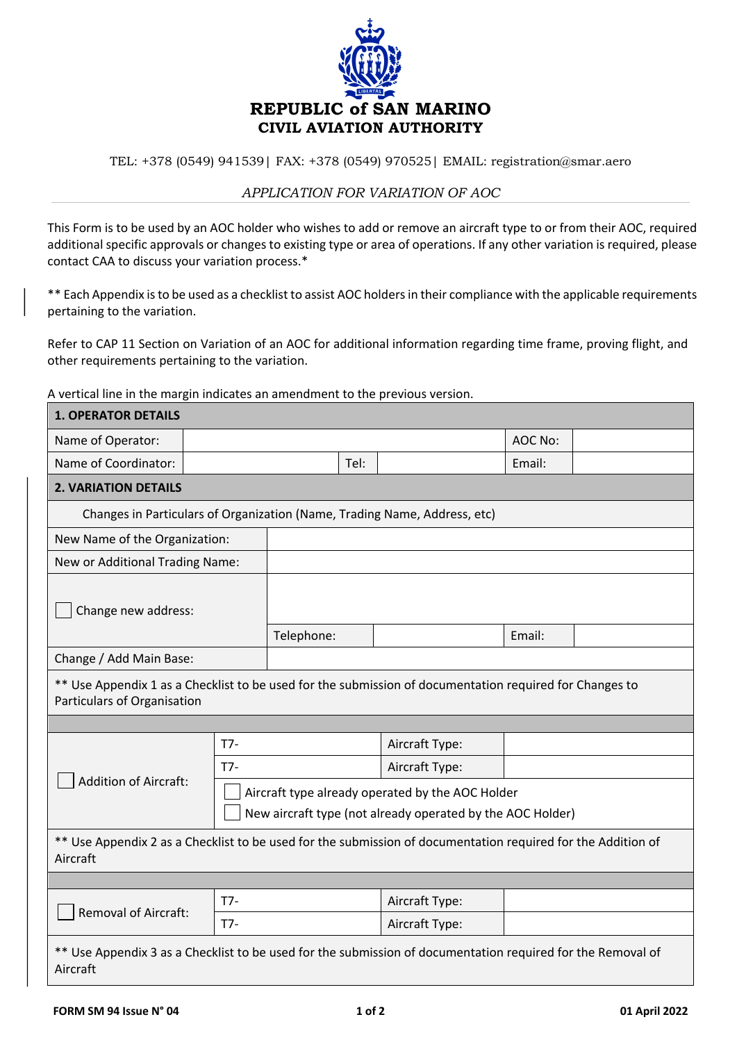# REPUBLIC of SAN MARINO
## CIVIL AVIATION AUTHORITY

TEL: +378 (0549) 941539| FAX: +378 (0549) 970525| EMAIL: registration@smar.aero

*APPLICATION FOR VARIATION OF AOC*

This Form is to be used by an AOC holder who wishes to add or remove an aircraft type to or from their AOC, required additional specific approvals or changes to existing type or area of operations. If any other variation is required, please contact CAA to discuss your variation process.*

** Each Appendix is to be used as a checklist to assist AOC holders in their compliance with the applicable requirements pertaining to the variation.

Refer to CAP 11 Section on Variation of an AOC for additional information regarding time frame, proving flight, and other requirements pertaining to the variation.

A vertical line in the margin indicates an amendment to the previous version.

| **1. OPERATOR DETAILS** | | | | | |
|---|---|---|---|---|---|
| Name of Operator: | | | | AOC No: | |
| Name of Coordinator: | | Tel: | | Email: | |

| **2. VARIATION DETAILS** | | | | |
|---|---|---|---|---|
| Changes in Particulars of Organization (Name, Trading Name, Address, etc) | | | | |
| New Name of the Organization: | | | | |
| New or Additional Trading Name: | | | | |
| ☐ Change new address: | | | | |
| | Telephone: | | Email: | |
| Change / Add Main Base: | | | | |
| ** Use Appendix 1 as a Checklist to be used for the submission of documentation required for Changes to Particulars of Organisation | | | | |

| | | | |
|---|---|---|---|
| ☐ Addition of Aircraft: | T7- | Aircraft Type: | |
| | T7- | Aircraft Type: | |
| | ☐ Aircraft type already operated by the AOC Holder<br>☐ New aircraft type (not already operated by the AOC Holder) | | |
| ** Use Appendix 2 as a Checklist to be used for the submission of documentation required for the Addition of Aircraft | | | |

| | | | |
|---|---|---|---|
| ☐ Removal of Aircraft: | T7- | Aircraft Type: | |
| | T7- | Aircraft Type: | |
| ** Use Appendix 3 as a Checklist to be used for the submission of documentation required for the Removal of Aircraft | | | |

FORM SM 94 Issue N° 04 — 01 April 2022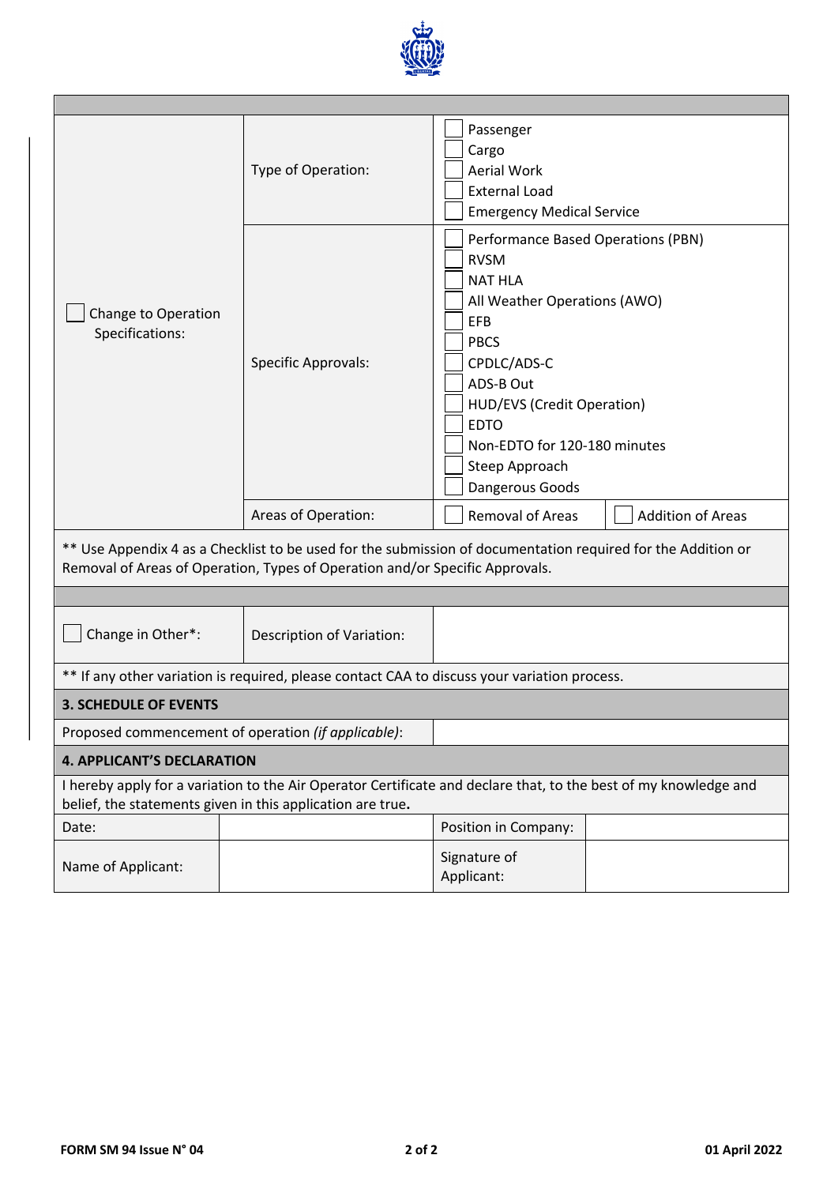| | | |
|---|---|---|
| ☐ Change to Operation Specifications: | Type of Operation: | ☐ Passenger<br>☐ Cargo<br>☐ Aerial Work<br>☐ External Load<br>☐ Emergency Medical Service |
| | Specific Approvals: | ☐ Performance Based Operations (PBN)<br>☐ RVSM<br>☐ NAT HLA<br>☐ All Weather Operations (AWO)<br>☐ EFB<br>☐ PBCS<br>☐ CPDLC/ADS-C<br>☐ ADS-B Out<br>☐ HUD/EVS (Credit Operation)<br>☐ EDTO<br>☐ Non-EDTO for 120-180 minutes<br>☐ Steep Approach<br>☐ Dangerous Goods |
| | Areas of Operation: | ☐ Removal of Areas ☐ Addition of Areas |

** Use Appendix 4 as a Checklist to be used for the submission of documentation required for the Addition or Removal of Areas of Operation, Types of Operation and/or Specific Approvals.

| | | |
|---|---|---|
| ☐ Change in Other*: | Description of Variation: | |

** If any other variation is required, please contact CAA to discuss your variation process.

## 3. SCHEDULE OF EVENTS

| | |
|---|---|
| Proposed commencement of operation *(if applicable)*: | |

## 4. APPLICANT'S DECLARATION

I hereby apply for a variation to the Air Operator Certificate and declare that, to the best of my knowledge and belief, the statements given in this application are true**.**

| | | | |
|---|---|---|---|
| Date: | | Position in Company: | |
| Name of Applicant: | | Signature of Applicant: | |

FORM SM 94 Issue N° 04 — 01 April 2022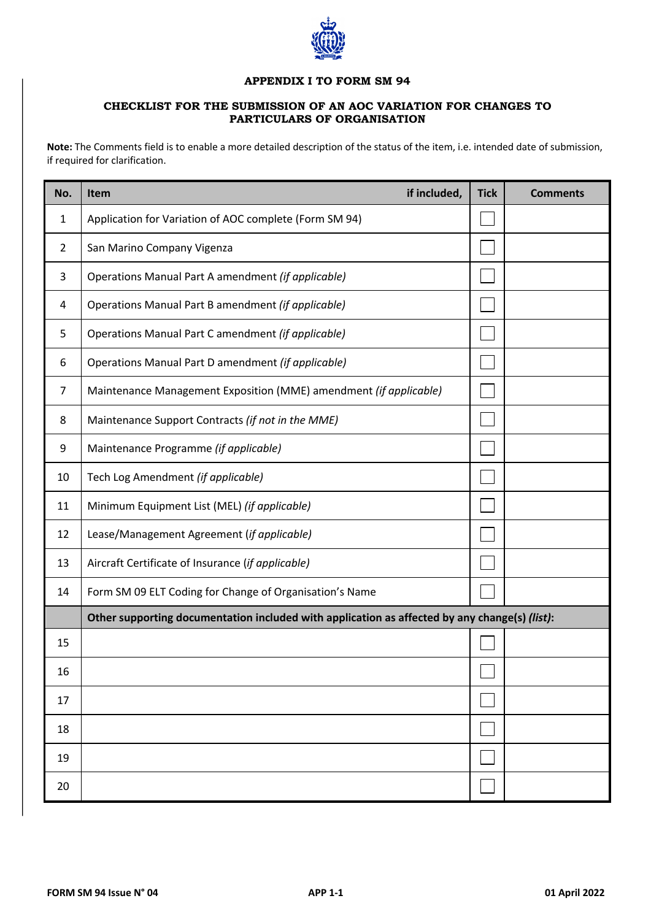**APPENDIX I TO FORM SM 94**

**CHECKLIST FOR THE SUBMISSION OF AN AOC VARIATION FOR CHANGES TO PARTICULARS OF ORGANISATION**

**Note:** The Comments field is to enable a more detailed description of the status of the item, i.e. intended date of submission, if required for clarification.

| No. | Item if included, | Tick | Comments |
|---|---|---|---|
| 1 | Application for Variation of AOC complete (Form SM 94) | ☐ | |
| 2 | San Marino Company Vigenza | ☐ | |
| 3 | Operations Manual Part A amendment *(if applicable)* | ☐ | |
| 4 | Operations Manual Part B amendment *(if applicable)* | ☐ | |
| 5 | Operations Manual Part C amendment *(if applicable)* | ☐ | |
| 6 | Operations Manual Part D amendment *(if applicable)* | ☐ | |
| 7 | Maintenance Management Exposition (MME) amendment *(if applicable)* | ☐ | |
| 8 | Maintenance Support Contracts *(if not in the MME)* | ☐ | |
| 9 | Maintenance Programme *(if applicable)* | ☐ | |
| 10 | Tech Log Amendment *(if applicable)* | ☐ | |
| 11 | Minimum Equipment List (MEL) *(if applicable)* | ☐ | |
| 12 | Lease/Management Agreement (*if applicable)* | ☐ | |
| 13 | Aircraft Certificate of Insurance (*if applicable)* | ☐ | |
| 14 | Form SM 09 ELT Coding for Change of Organisation's Name | ☐ | |
| | **Other supporting documentation included with application as affected by any change(s) *(list)*:** | | |
| 15 | | ☐ | |
| 16 | | ☐ | |
| 17 | | ☐ | |
| 18 | | ☐ | |
| 19 | | ☐ | |
| 20 | | ☐ | |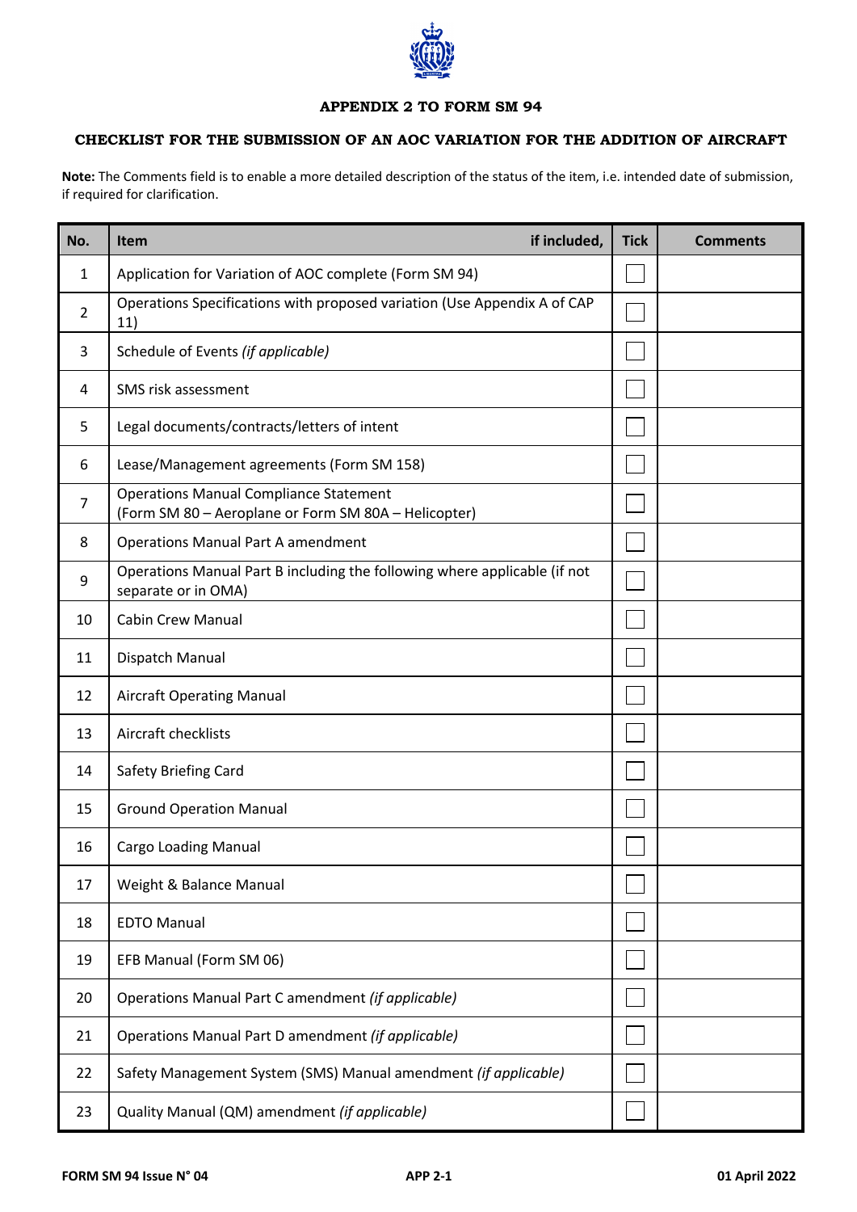**APPENDIX 2 TO FORM SM 94**

**CHECKLIST FOR THE SUBMISSION OF AN AOC VARIATION FOR THE ADDITION OF AIRCRAFT**

**Note:** The Comments field is to enable a more detailed description of the status of the item, i.e. intended date of submission, if required for clarification.

| No. | Item if included, | Tick | Comments |
|---|---|---|---|
| 1 | Application for Variation of AOC complete (Form SM 94) | ☐ | |
| 2 | Operations Specifications with proposed variation (Use Appendix A of CAP 11) | ☐ | |
| 3 | Schedule of Events *(if applicable)* | ☐ | |
| 4 | SMS risk assessment | ☐ | |
| 5 | Legal documents/contracts/letters of intent | ☐ | |
| 6 | Lease/Management agreements (Form SM 158) | ☐ | |
| 7 | Operations Manual Compliance Statement (Form SM 80 – Aeroplane or Form SM 80A – Helicopter) | ☐ | |
| 8 | Operations Manual Part A amendment | ☐ | |
| 9 | Operations Manual Part B including the following where applicable (if not separate or in OMA) | ☐ | |
| 10 | Cabin Crew Manual | ☐ | |
| 11 | Dispatch Manual | ☐ | |
| 12 | Aircraft Operating Manual | ☐ | |
| 13 | Aircraft checklists | ☐ | |
| 14 | Safety Briefing Card | ☐ | |
| 15 | Ground Operation Manual | ☐ | |
| 16 | Cargo Loading Manual | ☐ | |
| 17 | Weight & Balance Manual | ☐ | |
| 18 | EDTO Manual | ☐ | |
| 19 | EFB Manual (Form SM 06) | ☐ | |
| 20 | Operations Manual Part C amendment *(if applicable)* | ☐ | |
| 21 | Operations Manual Part D amendment *(if applicable)* | ☐ | |
| 22 | Safety Management System (SMS) Manual amendment *(if applicable)* | ☐ | |
| 23 | Quality Manual (QM) amendment *(if applicable)* | ☐ | |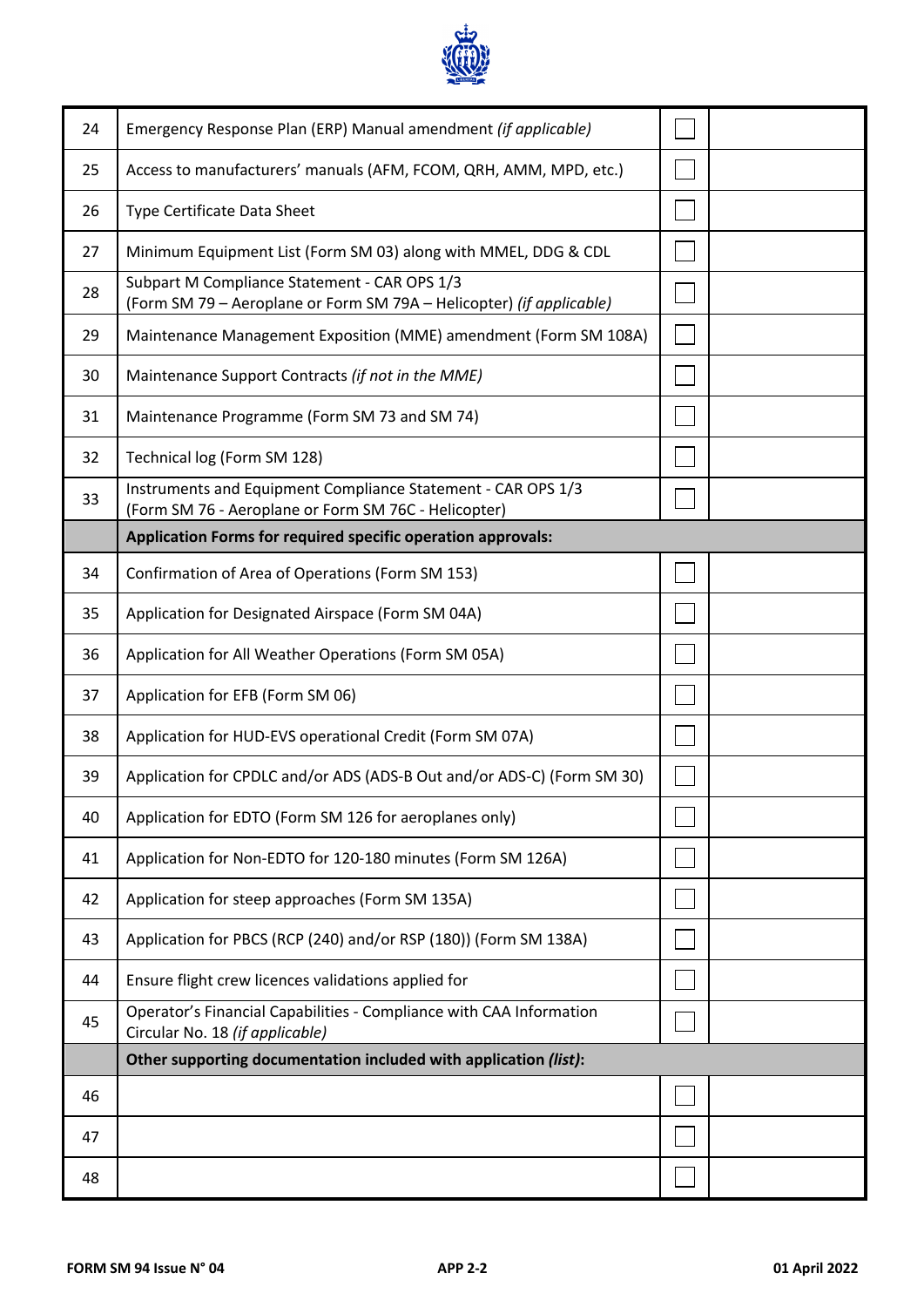| | | | |
|---|---|---|---|
| 24 | Emergency Response Plan (ERP) Manual amendment *(if applicable)* | ☐ | |
| 25 | Access to manufacturers' manuals (AFM, FCOM, QRH, AMM, MPD, etc.) | ☐ | |
| 26 | Type Certificate Data Sheet | ☐ | |
| 27 | Minimum Equipment List (Form SM 03) along with MMEL, DDG & CDL | ☐ | |
| 28 | Subpart M Compliance Statement - CAR OPS 1/3 (Form SM 79 – Aeroplane or Form SM 79A – Helicopter) *(if applicable)* | ☐ | |
| 29 | Maintenance Management Exposition (MME) amendment (Form SM 108A) | ☐ | |
| 30 | Maintenance Support Contracts *(if not in the MME)* | ☐ | |
| 31 | Maintenance Programme (Form SM 73 and SM 74) | ☐ | |
| 32 | Technical log (Form SM 128) | ☐ | |
| 33 | Instruments and Equipment Compliance Statement - CAR OPS 1/3 (Form SM 76 - Aeroplane or Form SM 76C - Helicopter) | ☐ | |
| | **Application Forms for required specific operation approvals:** | | |
| 34 | Confirmation of Area of Operations (Form SM 153) | ☐ | |
| 35 | Application for Designated Airspace (Form SM 04A) | ☐ | |
| 36 | Application for All Weather Operations (Form SM 05A) | ☐ | |
| 37 | Application for EFB (Form SM 06) | ☐ | |
| 38 | Application for HUD-EVS operational Credit (Form SM 07A) | ☐ | |
| 39 | Application for CPDLC and/or ADS (ADS-B Out and/or ADS-C) (Form SM 30) | ☐ | |
| 40 | Application for EDTO (Form SM 126 for aeroplanes only) | ☐ | |
| 41 | Application for Non-EDTO for 120-180 minutes (Form SM 126A) | ☐ | |
| 42 | Application for steep approaches (Form SM 135A) | ☐ | |
| 43 | Application for PBCS (RCP (240) and/or RSP (180)) (Form SM 138A) | ☐ | |
| 44 | Ensure flight crew licences validations applied for | ☐ | |
| 45 | Operator's Financial Capabilities - Compliance with CAA Information Circular No. 18 *(if applicable)* | ☐ | |
| | **Other supporting documentation included with application *(list)*:** | | |
| 46 | | ☐ | |
| 47 | | ☐ | |
| 48 | | ☐ | |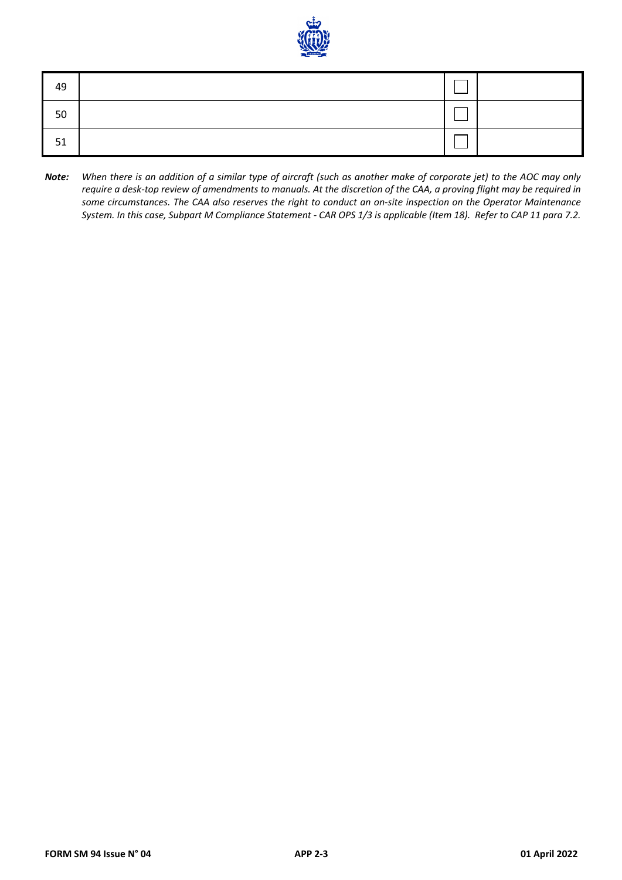| | | | |
|---|---|---|---|
| 49 | | ☐ | |
| 50 | | ☐ | |
| 51 | | ☐ | |

***Note:*** *When there is an addition of a similar type of aircraft (such as another make of corporate jet) to the AOC may only require a desk-top review of amendments to manuals. At the discretion of the CAA, a proving flight may be required in some circumstances. The CAA also reserves the right to conduct an on-site inspection on the Operator Maintenance System. In this case, Subpart M Compliance Statement - CAR OPS 1/3 is applicable (Item 18). Refer to CAP 11 para 7.2.*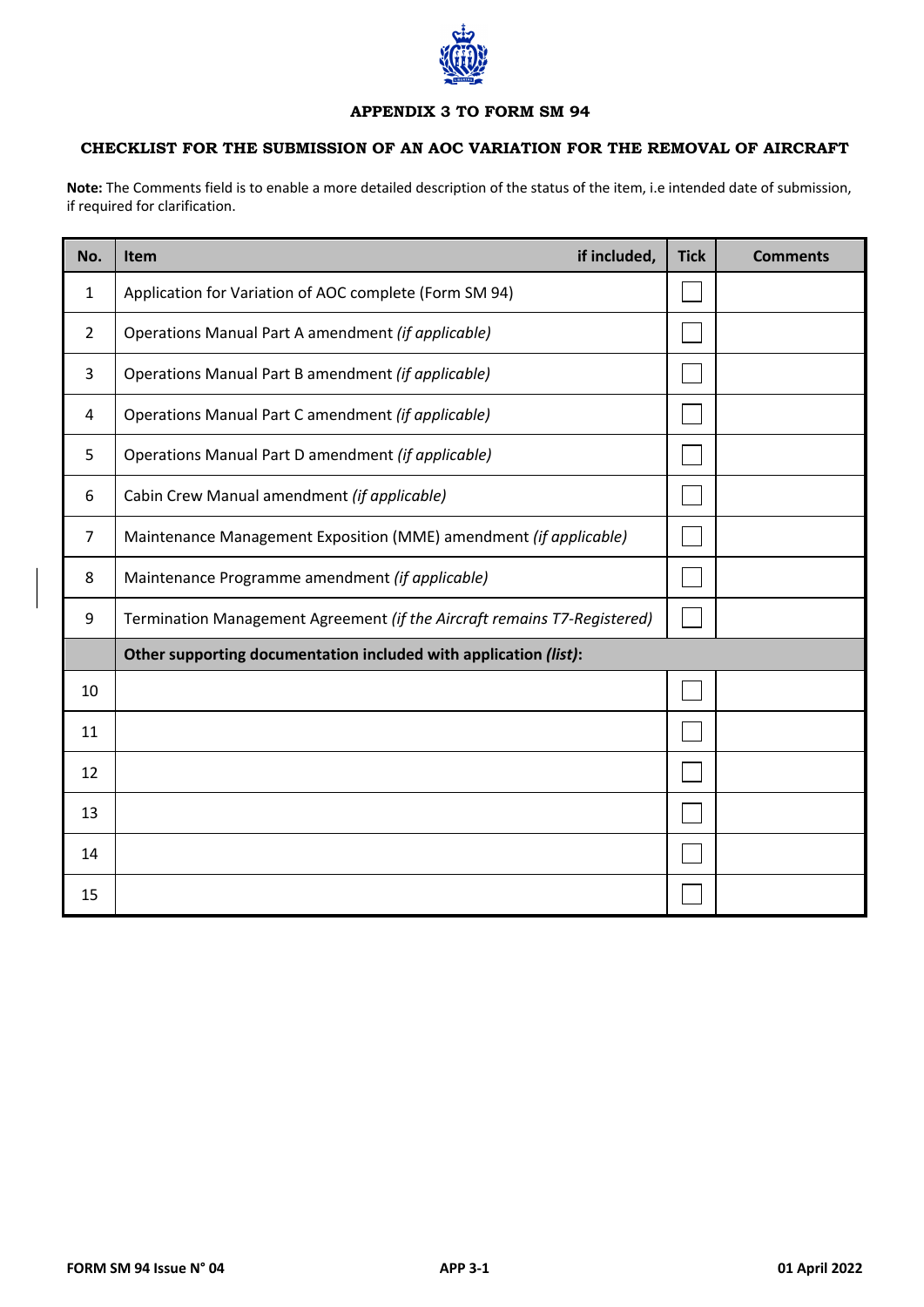# APPENDIX 3 TO FORM SM 94

## CHECKLIST FOR THE SUBMISSION OF AN AOC VARIATION FOR THE REMOVAL OF AIRCRAFT

**Note:** The Comments field is to enable a more detailed description of the status of the item, i.e intended date of submission, if required for clarification.

| No. | Item if included, | Tick | Comments |
|---|---|---|---|
| 1 | Application for Variation of AOC complete (Form SM 94) | ☐ | |
| 2 | Operations Manual Part A amendment *(if applicable)* | ☐ | |
| 3 | Operations Manual Part B amendment *(if applicable)* | ☐ | |
| 4 | Operations Manual Part C amendment *(if applicable)* | ☐ | |
| 5 | Operations Manual Part D amendment *(if applicable)* | ☐ | |
| 6 | Cabin Crew Manual amendment *(if applicable)* | ☐ | |
| 7 | Maintenance Management Exposition (MME) amendment *(if applicable)* | ☐ | |
| 8 | Maintenance Programme amendment *(if applicable)* | ☐ | |
| 9 | Termination Management Agreement *(if the Aircraft remains T7-Registered)* | ☐ | |
| | **Other supporting documentation included with application *(list)*:** | | |
| 10 | | ☐ | |
| 11 | | ☐ | |
| 12 | | ☐ | |
| 13 | | ☐ | |
| 14 | | ☐ | |
| 15 | | ☐ | |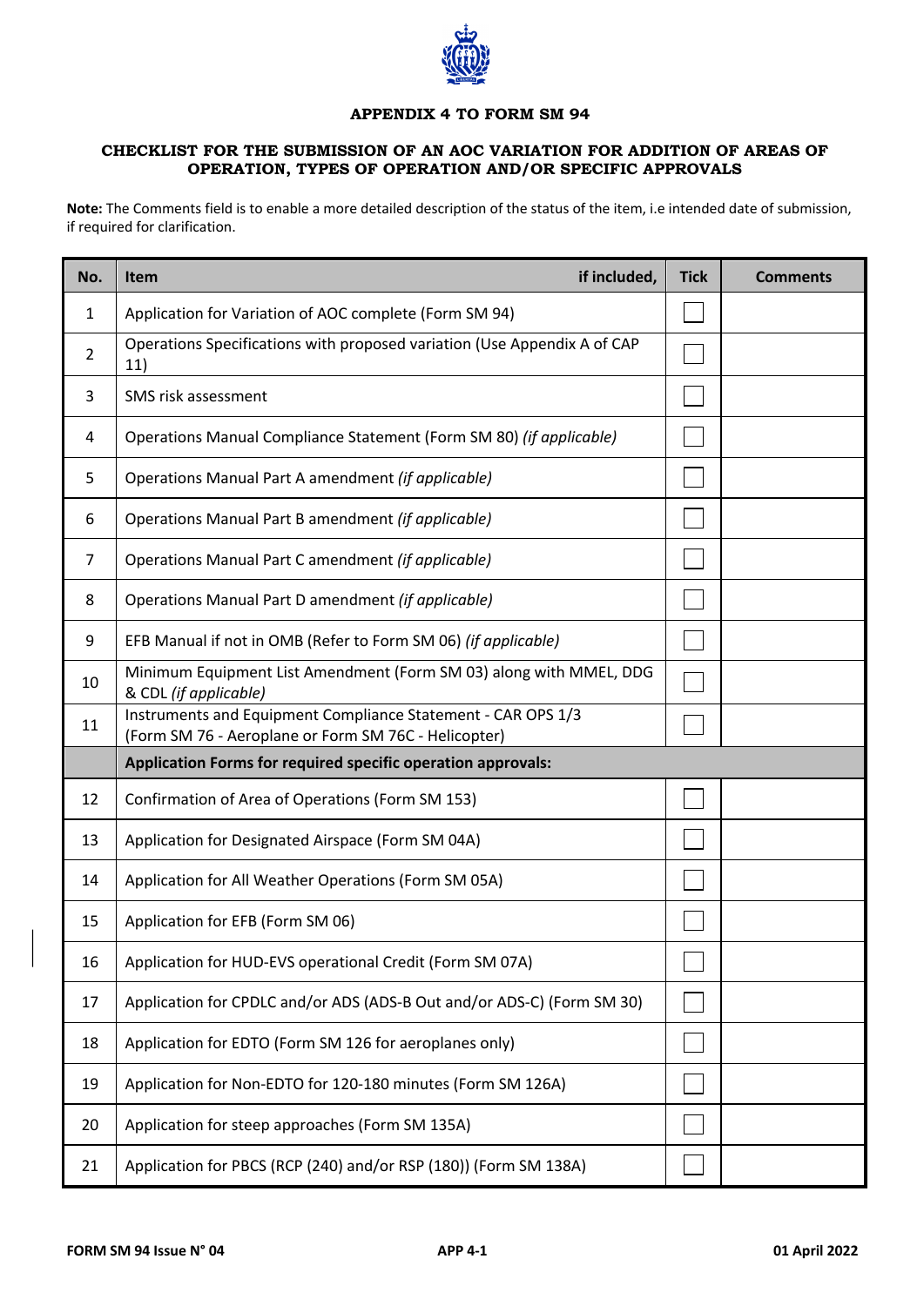**APPENDIX 4 TO FORM SM 94**

**CHECKLIST FOR THE SUBMISSION OF AN AOC VARIATION FOR ADDITION OF AREAS OF OPERATION, TYPES OF OPERATION AND/OR SPECIFIC APPROVALS**

**Note:** The Comments field is to enable a more detailed description of the status of the item, i.e intended date of submission, if required for clarification.

| No. | Item if included, | Tick | Comments |
|---|---|---|---|
| 1 | Application for Variation of AOC complete (Form SM 94) | ☐ | |
| 2 | Operations Specifications with proposed variation (Use Appendix A of CAP 11) | ☐ | |
| 3 | SMS risk assessment | ☐ | |
| 4 | Operations Manual Compliance Statement (Form SM 80) *(if applicable)* | ☐ | |
| 5 | Operations Manual Part A amendment *(if applicable)* | ☐ | |
| 6 | Operations Manual Part B amendment *(if applicable)* | ☐ | |
| 7 | Operations Manual Part C amendment *(if applicable)* | ☐ | |
| 8 | Operations Manual Part D amendment *(if applicable)* | ☐ | |
| 9 | EFB Manual if not in OMB (Refer to Form SM 06) *(if applicable)* | ☐ | |
| 10 | Minimum Equipment List Amendment (Form SM 03) along with MMEL, DDG & CDL *(if applicable)* | ☐ | |
| 11 | Instruments and Equipment Compliance Statement - CAR OPS 1/3 (Form SM 76 - Aeroplane or Form SM 76C - Helicopter) | ☐ | |
| | **Application Forms for required specific operation approvals:** | | |
| 12 | Confirmation of Area of Operations (Form SM 153) | ☐ | |
| 13 | Application for Designated Airspace (Form SM 04A) | ☐ | |
| 14 | Application for All Weather Operations (Form SM 05A) | ☐ | |
| 15 | Application for EFB (Form SM 06) | ☐ | |
| 16 | Application for HUD-EVS operational Credit (Form SM 07A) | ☐ | |
| 17 | Application for CPDLC and/or ADS (ADS-B Out and/or ADS-C) (Form SM 30) | ☐ | |
| 18 | Application for EDTO (Form SM 126 for aeroplanes only) | ☐ | |
| 19 | Application for Non-EDTO for 120-180 minutes (Form SM 126A) | ☐ | |
| 20 | Application for steep approaches (Form SM 135A) | ☐ | |
| 21 | Application for PBCS (RCP (240) and/or RSP (180)) (Form SM 138A) | ☐ | |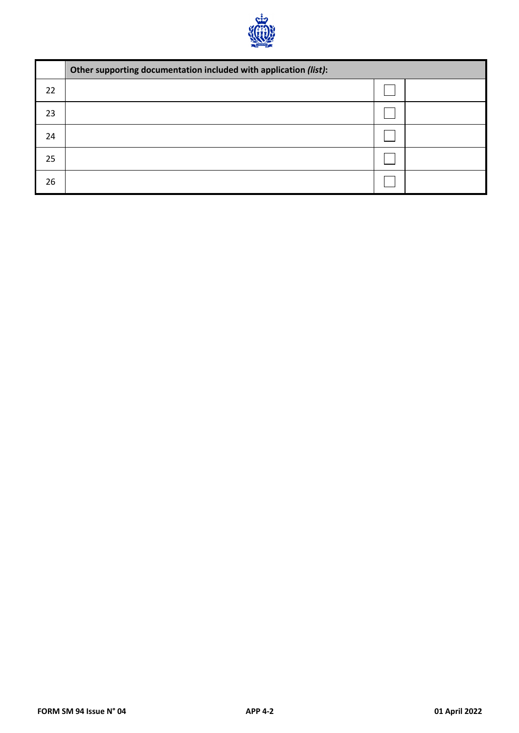| | Other supporting documentation included with application *(list)*: | | |
|---|---|---|---|
| 22 | | ☐ | |
| 23 | | ☐ | |
| 24 | | ☐ | |
| 25 | | ☐ | |
| 26 | | ☐ | |